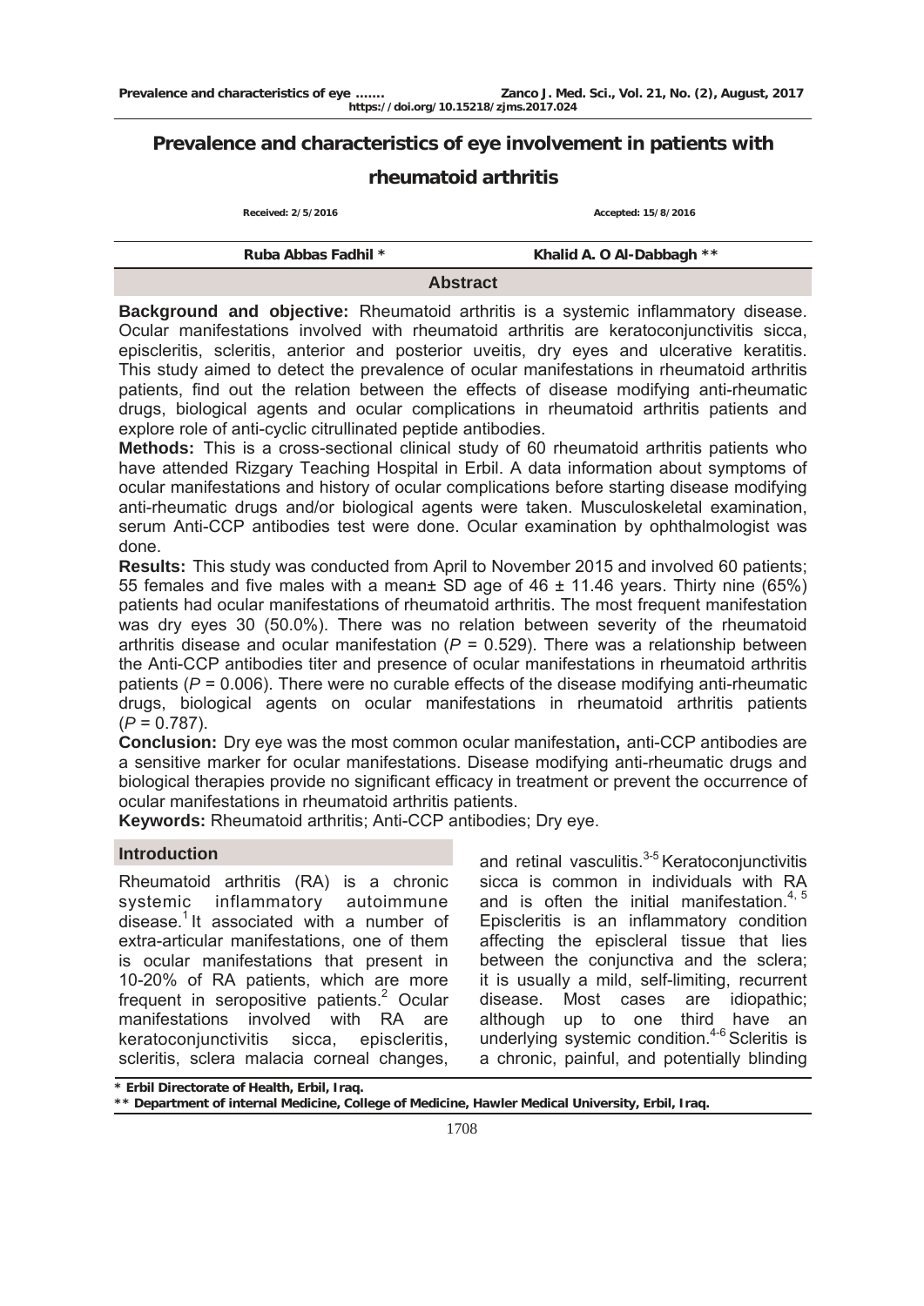# Prevalence and characteristics of eye involvement in patients with rheumatoid arthritis

Received: 2/5/2016 | Accepted: 15/8/2016

Ruba Abbas Fadhil * | Khalid A. O Al-Dabbagh **

## Abstract

**Background and objective:** Rheumatoid arthritis is a systemic inflammatory disease. Ocular manifestations involved with rheumatoid arthritis are keratoconjunctivitis sicca, episcleritis, scleritis, anterior and posterior uveitis, dry eyes and ulcerative keratitis. This study aimed to detect the prevalence of ocular manifestations in rheumatoid arthritis patients, find out the relation between the effects of disease modifying anti-rheumatic drugs, biological agents and ocular complications in rheumatoid arthritis patients and explore role of anti-cyclic citrullinated peptide antibodies.

**Methods:** This is a cross-sectional clinical study of 60 rheumatoid arthritis patients who have attended Rizgary Teaching Hospital in Erbil. A data information about symptoms of ocular manifestations and history of ocular complications before starting disease modifying anti-rheumatic drugs and/or biological agents were taken. Musculoskeletal examination, serum Anti-CCP antibodies test were done. Ocular examination by ophthalmologist was done.

**Results:** This study was conducted from April to November 2015 and involved 60 patients; 55 females and five males with a mean± SD age of 46 ± 11.46 years. Thirty nine (65%) patients had ocular manifestations of rheumatoid arthritis. The most frequent manifestation was dry eyes 30 (50.0%). There was no relation between severity of the rheumatoid arthritis disease and ocular manifestation (*P* = 0.529). There was a relationship between the Anti-CCP antibodies titer and presence of ocular manifestations in rheumatoid arthritis patients (*P* = 0.006). There were no curable effects of the disease modifying anti-rheumatic drugs, biological agents on ocular manifestations in rheumatoid arthritis patients (*P* = 0.787).

**Conclusion:** Dry eye was the most common ocular manifestation**,** anti-CCP antibodies are a sensitive marker for ocular manifestations. Disease modifying anti-rheumatic drugs and biological therapies provide no significant efficacy in treatment or prevent the occurrence of ocular manifestations in rheumatoid arthritis patients.

**Keywords:** Rheumatoid arthritis; Anti-CCP antibodies; Dry eye.

## Introduction

Rheumatoid arthritis (RA) is a chronic systemic inflammatory autoimmune disease.[1] It associated with a number of extra-articular manifestations, one of them is ocular manifestations that present in 10-20% of RA patients, which are more frequent in seropositive patients.[2] Ocular manifestations involved with RA are keratoconjunctivitis sicca, episcleritis, scleritis, sclera malacia corneal changes, and retinal vasculitis.[3-5] Keratoconjunctivitis sicca is common in individuals with RA and is often the initial manifestation.[4, 5] Episcleritis is an inflammatory condition affecting the episcleral tissue that lies between the conjunctiva and the sclera; it is usually a mild, self-limiting, recurrent disease. Most cases are idiopathic; although up to one third have an underlying systemic condition.[4-6] Scleritis is a chronic, painful, and potentially blinding

\* Erbil Directorate of Health, Erbil, Iraq.

\*\* Department of internal Medicine, College of Medicine, Hawler Medical University, Erbil, Iraq.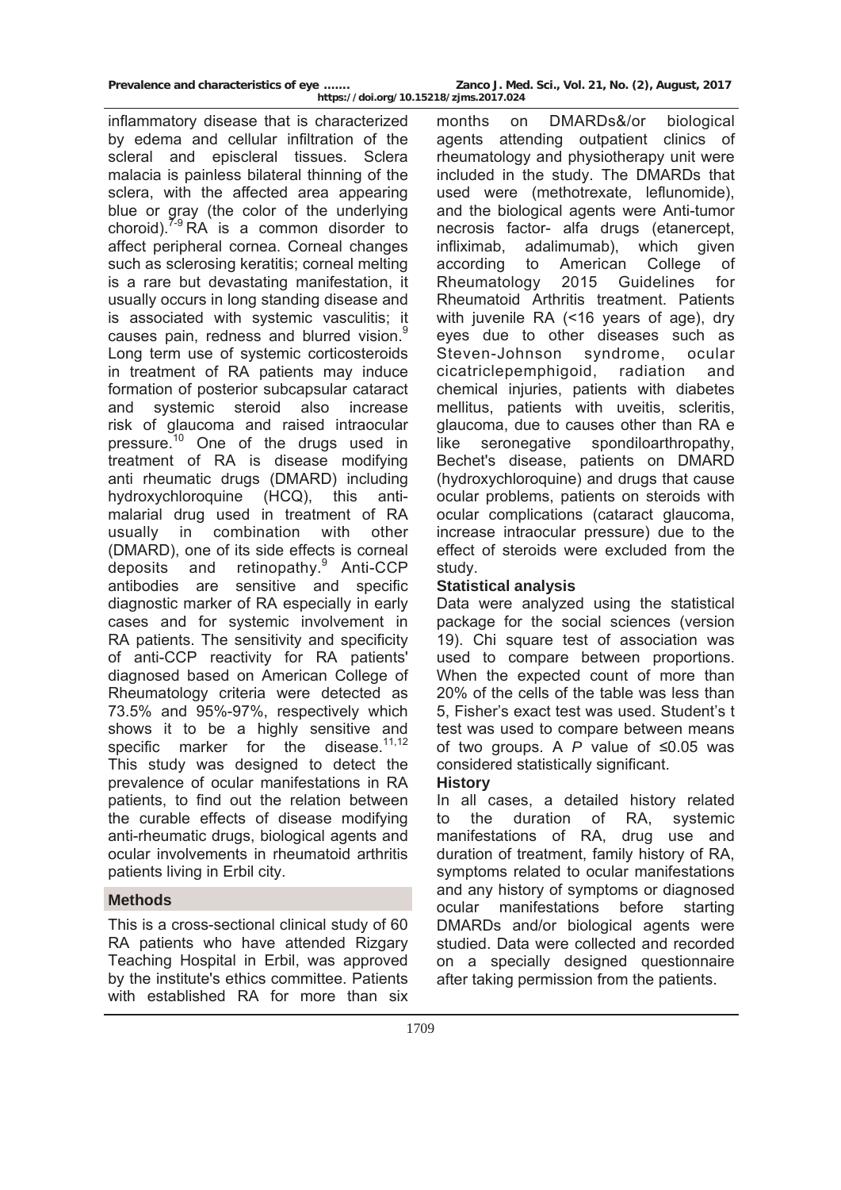inflammatory disease that is characterized by edema and cellular infiltration of the scleral and episcleral tissues. Sclera malacia is painless bilateral thinning of the sclera, with the affected area appearing blue or gray (the color of the underlying choroid).[7-9] RA is a common disorder to affect peripheral cornea. Corneal changes such as sclerosing keratitis; corneal melting is a rare but devastating manifestation, it usually occurs in long standing disease and is associated with systemic vasculitis; it causes pain, redness and blurred vision.[9] Long term use of systemic corticosteroids in treatment of RA patients may induce formation of posterior subcapsular cataract and systemic steroid also increase risk of glaucoma and raised intraocular pressure.[10] One of the drugs used in treatment of RA is disease modifying anti rheumatic drugs (DMARD) including hydroxychloroquine (HCQ), this anti-malarial drug used in treatment of RA usually in combination with other (DMARD), one of its side effects is corneal deposits and retinopathy.[9] Anti-CCP antibodies are sensitive and specific diagnostic marker of RA especially in early cases and for systemic involvement in RA patients. The sensitivity and specificity of anti-CCP reactivity for RA patients' diagnosed based on American College of Rheumatology criteria were detected as 73.5% and 95%-97%, respectively which shows it to be a highly sensitive and specific marker for the disease.[11,12] This study was designed to detect the prevalence of ocular manifestations in RA patients, to find out the relation between the curable effects of disease modifying anti-rheumatic drugs, biological agents and ocular involvements in rheumatoid arthritis patients living in Erbil city.

## Methods

This is a cross-sectional clinical study of 60 RA patients who have attended Rizgary Teaching Hospital in Erbil, was approved by the institute's ethics committee. Patients with established RA for more than six months on DMARDs&/or biological agents attending outpatient clinics of rheumatology and physiotherapy unit were included in the study. The DMARDs that used were (methotrexate, leflunomide), and the biological agents were Anti-tumor necrosis factor- alfa drugs (etanercept, infliximab, adalimumab), which given according to American College of Rheumatology 2015 Guidelines for Rheumatoid Arthritis treatment. Patients with juvenile RA (<16 years of age), dry eyes due to other diseases such as Steven-Johnson syndrome, ocular cicatriclepemphigoid, radiation and chemical injuries, patients with diabetes mellitus, patients with uveitis, scleritis, glaucoma, due to causes other than RA e like seronegative spondiloarthropathy, Bechet's disease, patients on DMARD (hydroxychloroquine) and drugs that cause ocular problems, patients on steroids with ocular complications (cataract glaucoma, increase intraocular pressure) due to the effect of steroids were excluded from the study.

### Statistical analysis

Data were analyzed using the statistical package for the social sciences (version 19). Chi square test of association was used to compare between proportions. When the expected count of more than 20% of the cells of the table was less than 5, Fisher's exact test was used. Student's t test was used to compare between means of two groups. A *P* value of $\leq 0.05$ was considered statistically significant.

### History

In all cases, a detailed history related to the duration of RA, systemic manifestations of RA, drug use and duration of treatment, family history of RA, symptoms related to ocular manifestations and any history of symptoms or diagnosed ocular manifestations before starting DMARDs and/or biological agents were studied. Data were collected and recorded on a specially designed questionnaire after taking permission from the patients.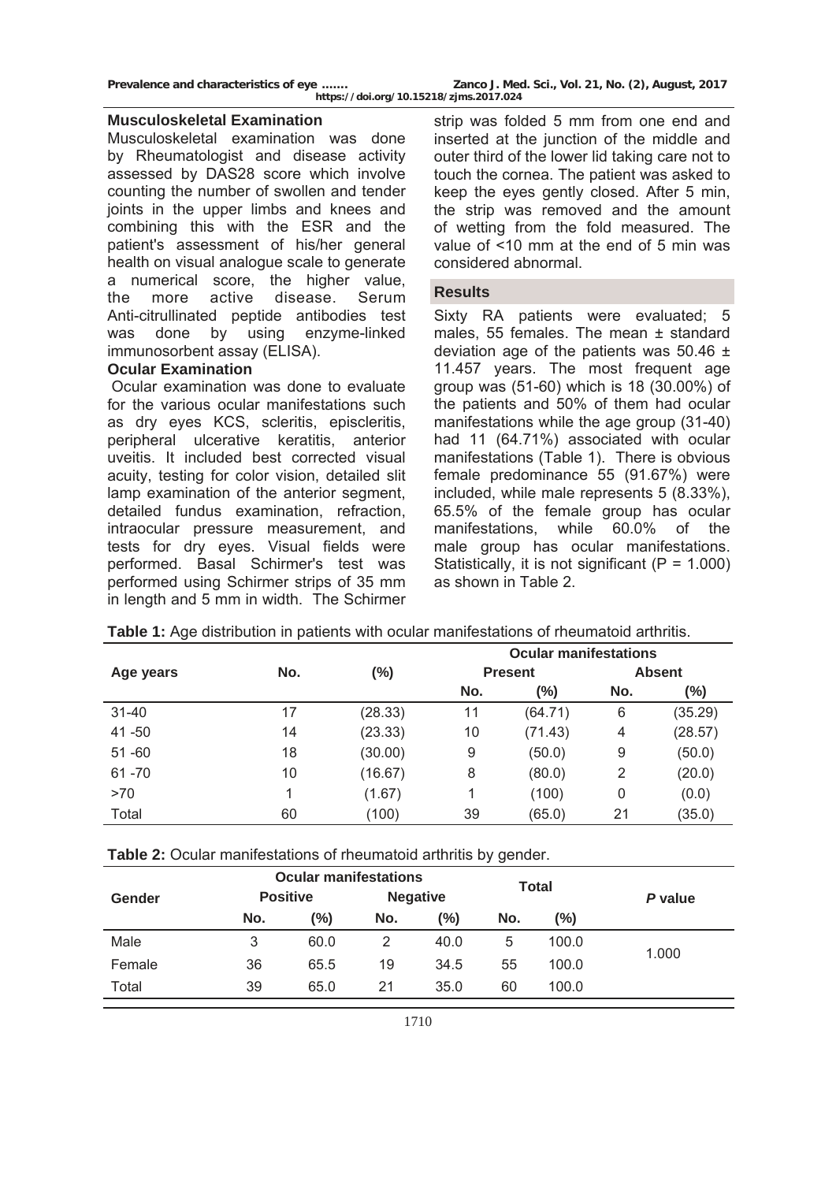### Musculoskeletal Examination

Musculoskeletal examination was done by Rheumatologist and disease activity assessed by DAS28 score which involve counting the number of swollen and tender joints in the upper limbs and knees and combining this with the ESR and the patient's assessment of his/her general health on visual analogue scale to generate a numerical score, the higher value, the more active disease. Serum Anti-citrullinated peptide antibodies test was done by using enzyme-linked immunosorbent assay (ELISA).

### Ocular Examination

Ocular examination was done to evaluate for the various ocular manifestations such as dry eyes KCS, scleritis, episcleritis, peripheral ulcerative keratitis, anterior uveitis. It included best corrected visual acuity, testing for color vision, detailed slit lamp examination of the anterior segment, detailed fundus examination, refraction, intraocular pressure measurement, and tests for dry eyes. Visual fields were performed. Basal Schirmer's test was performed using Schirmer strips of 35 mm in length and 5 mm in width. The Schirmer strip was folded 5 mm from one end and inserted at the junction of the middle and outer third of the lower lid taking care not to touch the cornea. The patient was asked to keep the eyes gently closed. After 5 min, the strip was removed and the amount of wetting from the fold measured. The value of <10 mm at the end of 5 min was considered abnormal.

## Results

Sixty RA patients were evaluated; 5 males, 55 females. The mean ± standard deviation age of the patients was 50.46 ± 11.457 years. The most frequent age group was (51-60) which is 18 (30.00%) of the patients and 50% of them had ocular manifestations while the age group (31-40) had 11 (64.71%) associated with ocular manifestations (Table 1). There is obvious female predominance 55 (91.67%) were included, while male represents 5 (8.33%), 65.5% of the female group has ocular manifestations, while 60.0% of the male group has ocular manifestations. Statistically, it is not significant (P = 1.000) as shown in Table 2.

**Table 1:** Age distribution in patients with ocular manifestations of rheumatoid arthritis.

| Age years | No. | (%) | Ocular manifestations | | | |
|---|---|---|---|---|---|---|
| | | | Present | | Absent | |
| | | | No. | (%) | No. | (%) |
| 31-40 | 17 | (28.33) | 11 | (64.71) | 6 | (35.29) |
| 41 -50 | 14 | (23.33) | 10 | (71.43) | 4 | (28.57) |
| 51 -60 | 18 | (30.00) | 9 | (50.0) | 9 | (50.0) |
| 61 -70 | 10 | (16.67) | 8 | (80.0) | 2 | (20.0) |
| >70 | 1 | (1.67) | 1 | (100) | 0 | (0.0) |
| Total | 60 | (100) | 39 | (65.0) | 21 | (35.0) |

**Table 2:** Ocular manifestations of rheumatoid arthritis by gender.

| Gender | Ocular manifestations | | | | Total | | *P* value |
|---|---|---|---|---|---|---|---|
| | Positive | | Negative | | | | |
| | No. | (%) | No. | (%) | No. | (%) | |
| Male | 3 | 60.0 | 2 | 40.0 | 5 | 100.0 | 1.000 |
| Female | 36 | 65.5 | 19 | 34.5 | 55 | 100.0 | |
| Total | 39 | 65.0 | 21 | 35.0 | 60 | 100.0 | |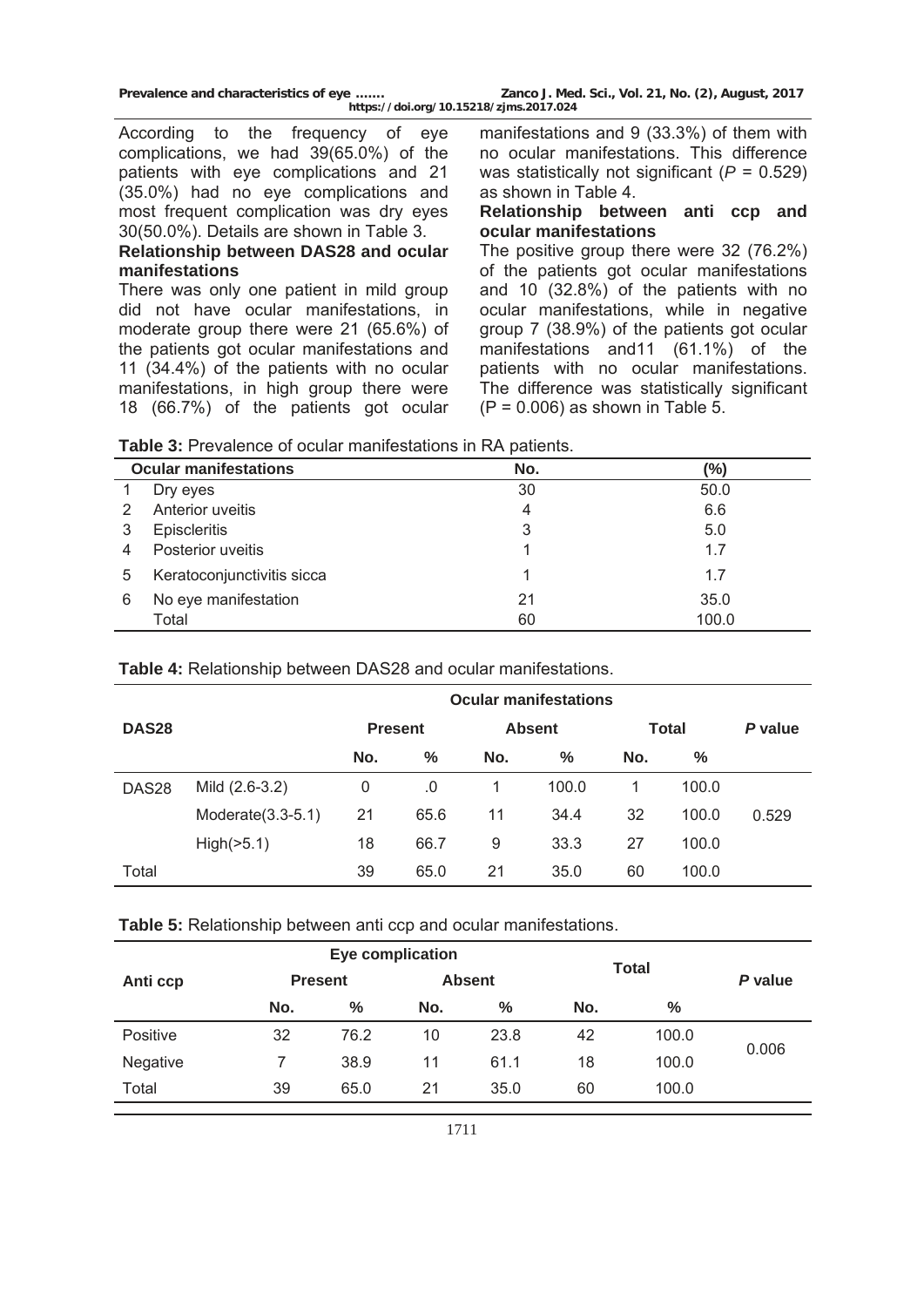According to the frequency of eye complications, we had 39(65.0%) of the patients with eye complications and 21 (35.0%) had no eye complications and most frequent complication was dry eyes 30(50.0%). Details are shown in Table 3.

**Relationship between DAS28 and ocular manifestations**

There was only one patient in mild group did not have ocular manifestations, in moderate group there were 21 (65.6%) of the patients got ocular manifestations and 11 (34.4%) of the patients with no ocular manifestations, in high group there were 18 (66.7%) of the patients got ocular manifestations and 9 (33.3%) of them with no ocular manifestations. This difference was statistically not significant (*P* = 0.529) as shown in Table 4.

**Relationship between anti ccp and ocular manifestations**

The positive group there were 32 (76.2%) of the patients got ocular manifestations and 10 (32.8%) of the patients with no ocular manifestations, while in negative group 7 (38.9%) of the patients got ocular manifestations and11 (61.1%) of the patients with no ocular manifestations. The difference was statistically significant (P = 0.006) as shown in Table 5.

**Table 3:** Prevalence of ocular manifestations in RA patients.

| | Ocular manifestations | No. | (%) |
|---|---|---|---|
| 1 | Dry eyes | 30 | 50.0 |
| 2 | Anterior uveitis | 4 | 6.6 |
| 3 | Episcleritis | 3 | 5.0 |
| 4 | Posterior uveitis | 1 | 1.7 |
| 5 | Keratoconjunctivitis sicca | 1 | 1.7 |
| 6 | No eye manifestation | 21 | 35.0 |
| | Total | 60 | 100.0 |

**Table 4:** Relationship between DAS28 and ocular manifestations.

| DAS28 | | Ocular manifestations | | | | | | |
|---|---|---|---|---|---|---|---|---|
| | | Present | | Absent | | Total | | *P* value |
| | | No. | % | No. | % | No. | % | |
| DAS28 | Mild (2.6-3.2) | 0 | .0 | 1 | 100.0 | 1 | 100.0 | 0.529 |
| | Moderate(3.3-5.1) | 21 | 65.6 | 11 | 34.4 | 32 | 100.0 | |
| | High(>5.1) | 18 | 66.7 | 9 | 33.3 | 27 | 100.0 | |
| Total | | 39 | 65.0 | 21 | 35.0 | 60 | 100.0 | |

**Table 5:** Relationship between anti ccp and ocular manifestations.

| Anti ccp | Eye complication | | | | Total | | *P* value |
|---|---|---|---|---|---|---|---|
| | Present | | Absent | | | | |
| | No. | % | No. | % | No. | % | |
| Positive | 32 | 76.2 | 10 | 23.8 | 42 | 100.0 | 0.006 |
| Negative | 7 | 38.9 | 11 | 61.1 | 18 | 100.0 | |
| Total | 39 | 65.0 | 21 | 35.0 | 60 | 100.0 | |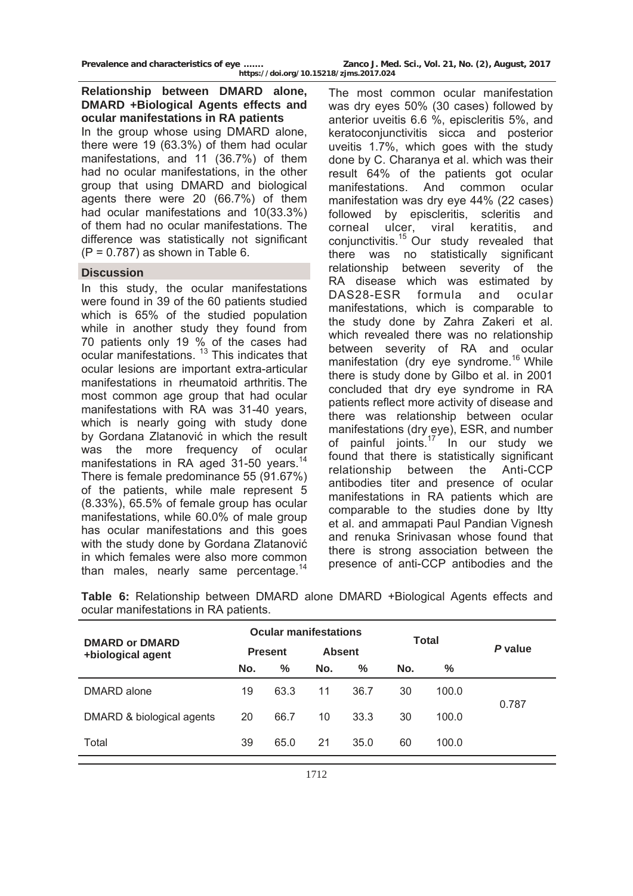**Relationship between DMARD alone, DMARD +Biological Agents effects and ocular manifestations in RA patients**

In the group whose using DMARD alone, there were 19 (63.3%) of them had ocular manifestations, and 11 (36.7%) of them had no ocular manifestations, in the other group that using DMARD and biological agents there were 20 (66.7%) of them had ocular manifestations and 10(33.3%) of them had no ocular manifestations. The difference was statistically not significant (P = 0.787) as shown in Table 6.

## Discussion

In this study, the ocular manifestations were found in 39 of the 60 patients studied which is 65% of the studied population while in another study they found from 70 patients only 19 % of the cases had ocular manifestations. [13] This indicates that ocular lesions are important extra-articular manifestations in rheumatoid arthritis. The most common age group that had ocular manifestations with RA was 31-40 years, which is nearly going with study done by Gordana Zlatanović in which the result was the more frequency of ocular manifestations in RA aged 31-50 years.[14] There is female predominance 55 (91.67%) of the patients, while male represent 5 (8.33%), 65.5% of female group has ocular manifestations, while 60.0% of male group has ocular manifestations and this goes with the study done by Gordana Zlatanović in which females were also more common than males, nearly same percentage.[14] The most common ocular manifestation was dry eyes 50% (30 cases) followed by anterior uveitis 6.6 %, episcleritis 5%, and keratoconjunctivitis sicca and posterior uveitis 1.7%, which goes with the study done by C. Charanya et al. which was their result 64% of the patients got ocular manifestations. And common ocular manifestation was dry eye 44% (22 cases) followed by episcleritis, scleritis and corneal ulcer, viral keratitis, and conjunctivitis.[15] Our study revealed that there was no statistically significant relationship between severity of the RA disease which was estimated by DAS28-ESR formula and ocular manifestations, which is comparable to the study done by Zahra Zakeri et al. which revealed there was no relationship between severity of RA and ocular manifestation (dry eye syndrome.[16] While there is study done by Gilbo et al. in 2001 concluded that dry eye syndrome in RA patients reflect more activity of disease and there was relationship between ocular manifestations (dry eye), ESR, and number of painful joints.[17] In our study we found that there is statistically significant relationship between the Anti-CCP antibodies titer and presence of ocular manifestations in RA patients which are comparable to the studies done by Itty et al. and ammapati Paul Pandian Vignesh and renuka Srinivasan whose found that there is strong association between the presence of anti-CCP antibodies and the

**Table 6:** Relationship between DMARD alone DMARD +Biological Agents effects and ocular manifestations in RA patients.

| DMARD or DMARD +biological agent | Ocular manifestations | | | | Total | | *P* value |
|---|---|---|---|---|---|---|---|
| | Present | | Absent | | | | |
| | No. | % | No. | % | No. | % | |
| DMARD alone | 19 | 63.3 | 11 | 36.7 | 30 | 100.0 | 0.787 |
| DMARD & biological agents | 20 | 66.7 | 10 | 33.3 | 30 | 100.0 | |
| Total | 39 | 65.0 | 21 | 35.0 | 60 | 100.0 | |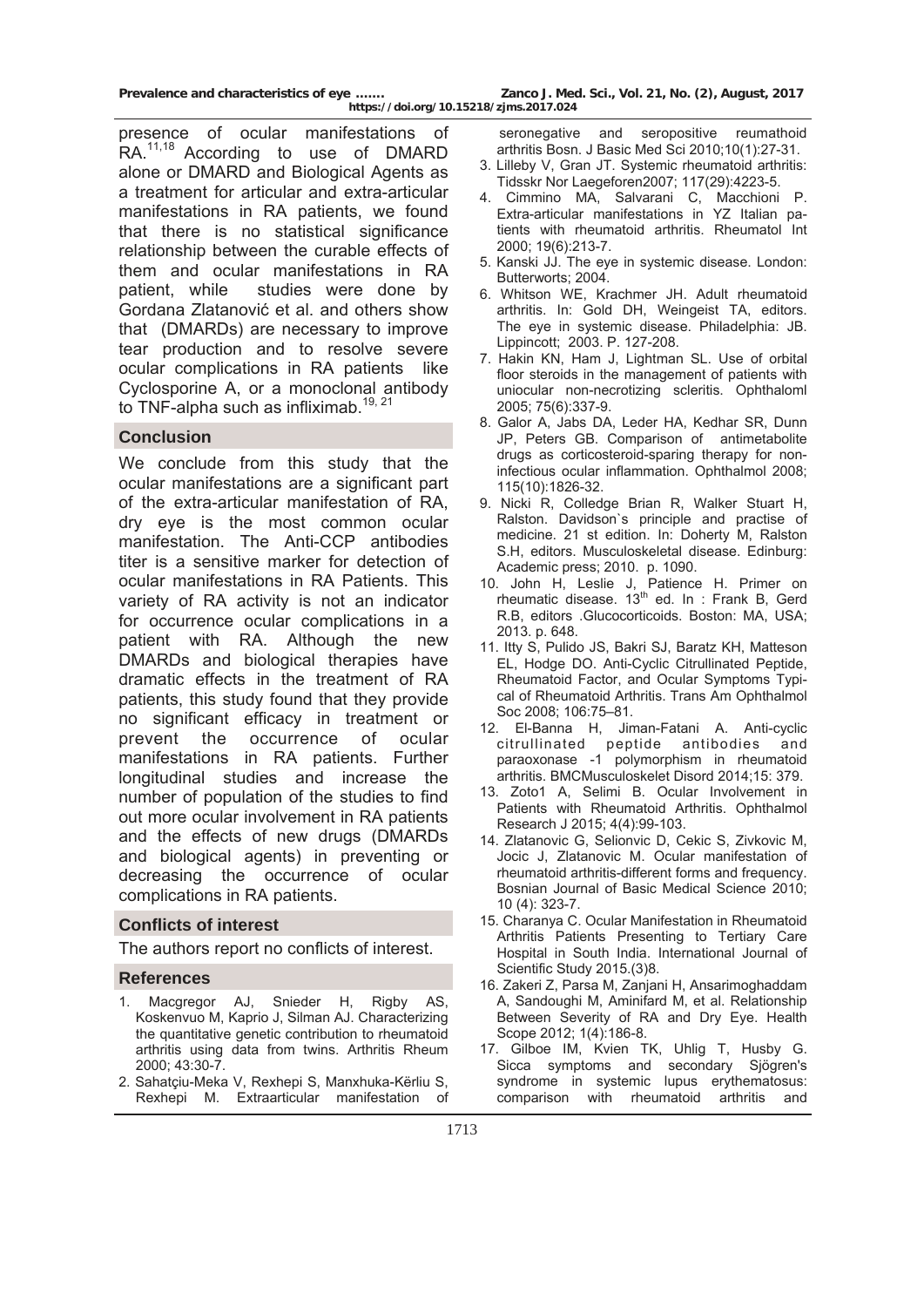presence of ocular manifestations of RA.[11,18] According to use of DMARD alone or DMARD and Biological Agents as a treatment for articular and extra-articular manifestations in RA patients, we found that there is no statistical significance relationship between the curable effects of them and ocular manifestations in RA patient, while studies were done by Gordana Zlatanović et al. and others show that (DMARDs) are necessary to improve tear production and to resolve severe ocular complications in RA patients like Cyclosporine A, or a monoclonal antibody to TNF-alpha such as infliximab.[19, 21]

## Conclusion

We conclude from this study that the ocular manifestations are a significant part of the extra-articular manifestation of RA, dry eye is the most common ocular manifestation. The Anti-CCP antibodies titer is a sensitive marker for detection of ocular manifestations in RA Patients. This variety of RA activity is not an indicator for occurrence ocular complications in a patient with RA. Although the new DMARDs and biological therapies have dramatic effects in the treatment of RA patients, this study found that they provide no significant efficacy in treatment or prevent the occurrence of ocular manifestations in RA patients. Further longitudinal studies and increase the number of population of the studies to find out more ocular involvement in RA patients and the effects of new drugs (DMARDs and biological agents) in preventing or decreasing the occurrence of ocular complications in RA patients.

## Conflicts of interest

The authors report no conflicts of interest.

## References

1. Macgregor AJ, Snieder H, Rigby AS, Koskenvuo M, Kaprio J, Silman AJ. Characterizing the quantitative genetic contribution to rheumatoid arthritis using data from twins. Arthritis Rheum 2000; 43:30-7.
2. Sahatçiu-Meka V, Rexhepi S, Manxhuka-Kërliu S, Rexhepi M. Extraarticular manifestation of seronegative and seropositive reumathoid arthritis Bosn. J Basic Med Sci 2010;10(1):27-31.
3. Lilleby V, Gran JT. Systemic rheumatoid arthritis: Tidsskr Nor Laegeforen2007; 117(29):4223-5.
4. Cimmino MA, Salvarani C, Macchioni P. Extra-articular manifestations in YZ Italian patients with rheumatoid arthritis. Rheumatol Int 2000; 19(6):213-7.
5. Kanski JJ. The eye in systemic disease. London: Butterworts; 2004.
6. Whitson WE, Krachmer JH. Adult rheumatoid arthritis. In: Gold DH, Weingeist TA, editors. The eye in systemic disease. Philadelphia: JB. Lippincott; 2003. P. 127-208.
7. Hakin KN, Ham J, Lightman SL. Use of orbital floor steroids in the management of patients with uniocular non-necrotizing scleritis. Ophthaloml 2005; 75(6):337-9.
8. Galor A, Jabs DA, Leder HA, Kedhar SR, Dunn JP, Peters GB. Comparison of antimetabolite drugs as corticosteroid-sparing therapy for non-infectious ocular inflammation. Ophthalmol 2008; 115(10):1826-32.
9. Nicki R, Colledge Brian R, Walker Stuart H, Ralston. Davidson`s principle and practise of medicine. 21 st edition. In: Doherty M, Ralston S.H, editors. Musculoskeletal disease. Edinburg: Academic press; 2010. p. 1090.
10. John H, Leslie J, Patience H. Primer on rheumatic disease. 13th ed. In : Frank B, Gerd R.B, editors .Glucocorticoids. Boston: MA, USA; 2013. p. 648.
11. Itty S, Pulido JS, Bakri SJ, Baratz KH, Matteson EL, Hodge DO. Anti-Cyclic Citrullinated Peptide, Rheumatoid Factor, and Ocular Symptoms Typical of Rheumatoid Arthritis. Trans Am Ophthalmol Soc 2008; 106:75–81.
12. El-Banna H, Jiman-Fatani A. Anti-cyclic citrullinated peptide antibodies and paraoxonase -1 polymorphism in rheumatoid arthritis. BMCMusculoskelet Disord 2014;15: 379.
13. Zoto1 A, Selimi B. Ocular Involvement in Patients with Rheumatoid Arthritis. Ophthalmol Research J 2015; 4(4):99-103.
14. Zlatanovic G, Selionvic D, Cekic S, Zivkovic M, Jocic J, Zlatanovic M. Ocular manifestation of rheumatoid arthritis-different forms and frequency. Bosnian Journal of Basic Medical Science 2010; 10 (4): 323-7.
15. Charanya C. Ocular Manifestation in Rheumatoid Arthritis Patients Presenting to Tertiary Care Hospital in South India. International Journal of Scientific Study 2015.(3)8.
16. Zakeri Z, Parsa M, Zanjani H, Ansarimoghaddam A, Sandoughi M, Aminifard M, et al. Relationship Between Severity of RA and Dry Eye. Health Scope 2012; 1(4):186-8.
17. Gilboe IM, Kvien TK, Uhlig T, Husby G. Sicca symptoms and secondary Sjögren's syndrome in systemic lupus erythematosus: comparison with rheumatoid arthritis and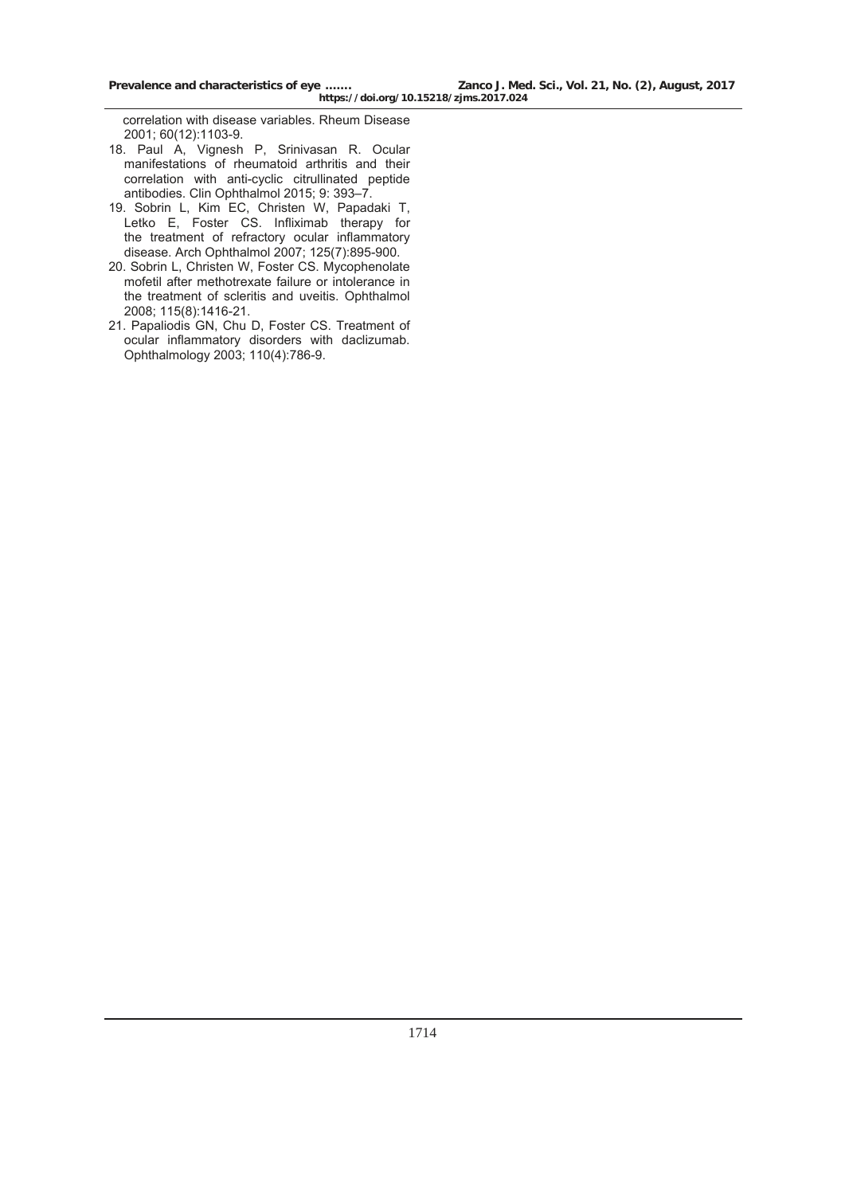correlation with disease variables. Rheum Disease 2001; 60(12):1103-9.

18. Paul A, Vignesh P, Srinivasan R. Ocular manifestations of rheumatoid arthritis and their correlation with anti-cyclic citrullinated peptide antibodies. Clin Ophthalmol 2015; 9: 393–7.
19. Sobrin L, Kim EC, Christen W, Papadaki T, Letko E, Foster CS. Infliximab therapy for the treatment of refractory ocular inflammatory disease. Arch Ophthalmol 2007; 125(7):895-900.
20. Sobrin L, Christen W, Foster CS. Mycophenolate mofetil after methotrexate failure or intolerance in the treatment of scleritis and uveitis. Ophthalmol 2008; 115(8):1416-21.
21. Papaliodis GN, Chu D, Foster CS. Treatment of ocular inflammatory disorders with daclizumab. Ophthalmology 2003; 110(4):786-9.